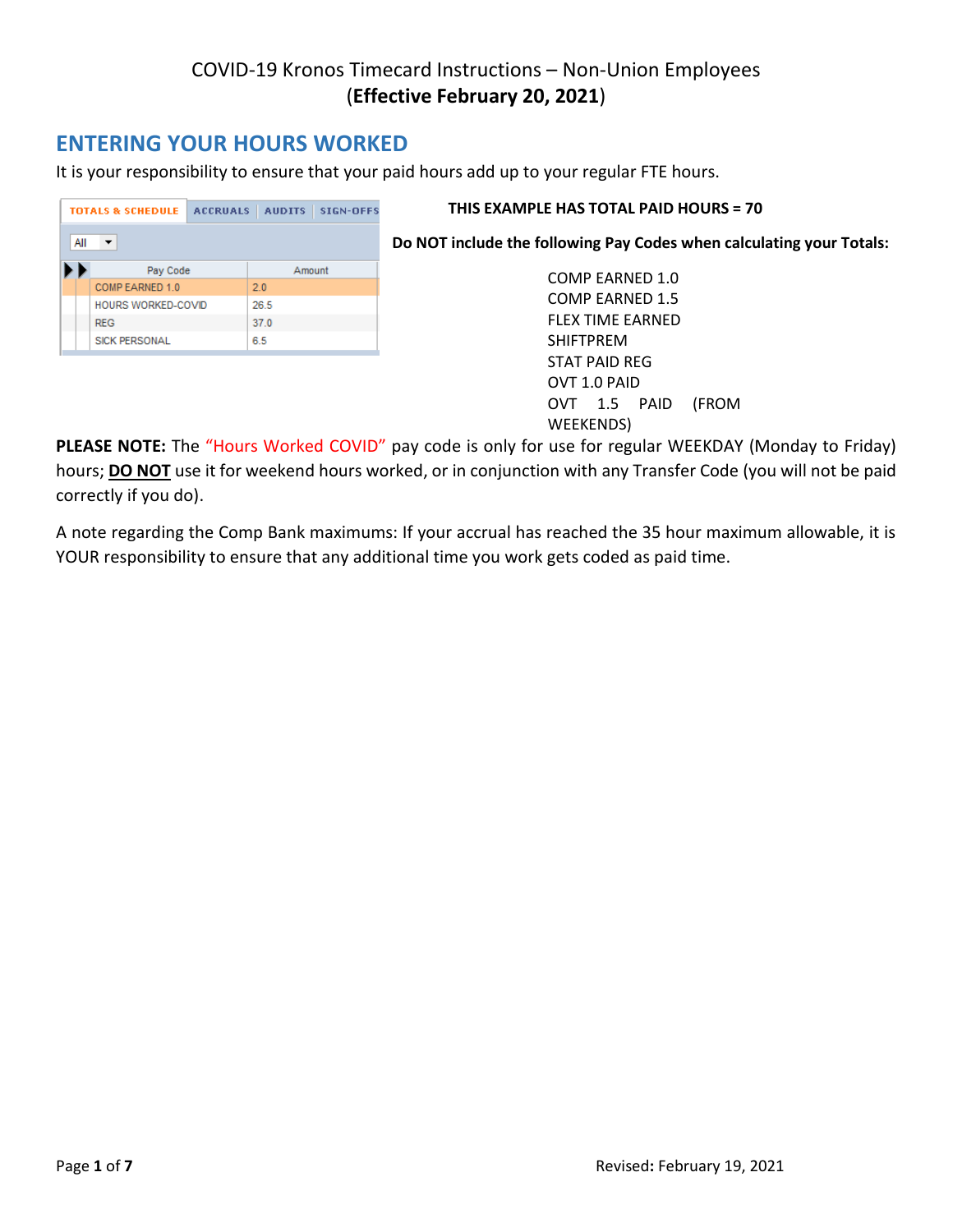COVID-19 Kronos Timecard Instructions – Non-Union Employees
(**Effective February 20, 2021**)

## ENTERING YOUR HOURS WORKED

It is your responsibility to ensure that your paid hours add up to your regular FTE hours.

TOTALS & SCHEDULE | ACCRUALS | AUDITS | SIGN-OFFS

All

| Pay Code | Amount |
|---|---|
| COMP EARNED 1.0 | 2.0 |
| HOURS WORKED-COVID | 26.5 |
| REG | 37.0 |
| SICK PERSONAL | 6.5 |

**THIS EXAMPLE HAS TOTAL PAID HOURS = 70**

**Do NOT include the following Pay Codes when calculating your Totals:**

COMP EARNED 1.0
COMP EARNED 1.5
FLEX TIME EARNED
SHIFTPREM
STAT PAID REG
OVT 1.0 PAID
OVT 1.5 PAID (FROM WEEKENDS)

**PLEASE NOTE:** The "Hours Worked COVID" pay code is only for use for regular WEEKDAY (Monday to Friday) hours; **DO NOT** use it for weekend hours worked, or in conjunction with any Transfer Code (you will not be paid correctly if you do).

A note regarding the Comp Bank maximums: If your accrual has reached the 35 hour maximum allowable, it is YOUR responsibility to ensure that any additional time you work gets coded as paid time.

Revised: February 19, 2021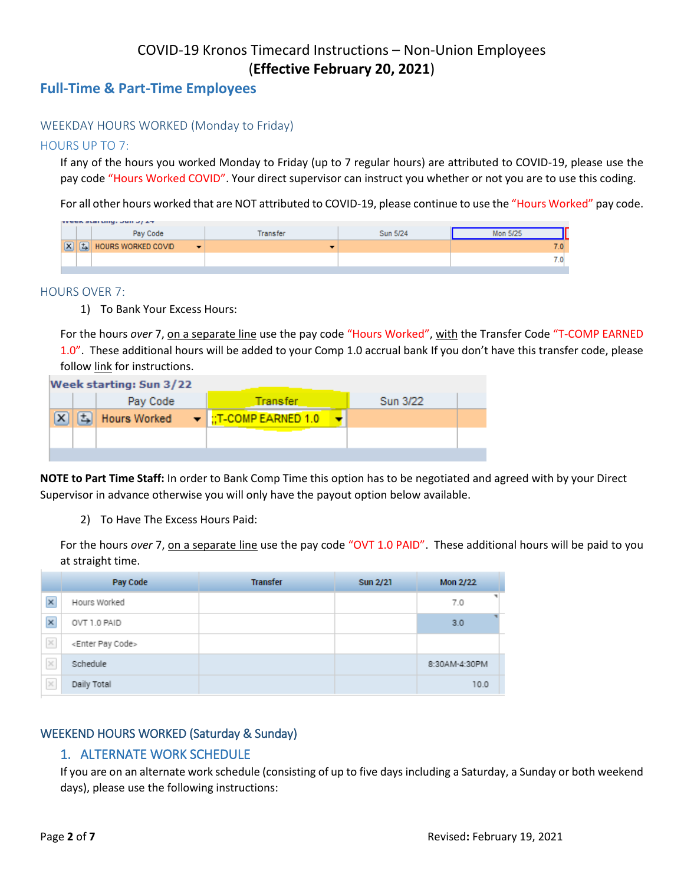COVID-19 Kronos Timecard Instructions – Non-Union Employees
(**Effective February 20, 2021**)

## Full-Time & Part-Time Employees

### WEEKDAY HOURS WORKED (Monday to Friday)

### HOURS UP TO 7:

If any of the hours you worked Monday to Friday (up to 7 regular hours) are attributed to COVID-19, please use the pay code "Hours Worked COVID". Your direct supervisor can instruct you whether or not you are to use this coding.

For all other hours worked that are NOT attributed to COVID-19, please continue to use the "Hours Worked" pay code.

| | | Pay Code | Transfer | Sun 5/24 | Mon 5/25 |
|---|---|---|---|---|---|
| X | | HOURS WORKED COVID | | | 7.0 |
| | | | | | 7.0 |

### HOURS OVER 7:

1) To Bank Your Excess Hours:

For the hours *over* 7, on a separate line use the pay code "Hours Worked", with the Transfer Code "T-COMP EARNED 1.0". These additional hours will be added to your Comp 1.0 accrual bank If you don't have this transfer code, please follow link for instructions.

Week starting: Sun 3/22

| | | Pay Code | Transfer | Sun 3/22 |
|---|---|---|---|---|
| X | | Hours Worked | ;;T-COMP EARNED 1.0 | |
| | | | | |

**NOTE to Part Time Staff:** In order to Bank Comp Time this option has to be negotiated and agreed with by your Direct Supervisor in advance otherwise you will only have the payout option below available.

2) To Have The Excess Hours Paid:

For the hours *over* 7, on a separate line use the pay code "OVT 1.0 PAID". These additional hours will be paid to you at straight time.

| | Pay Code | Transfer | Sun 2/21 | Mon 2/22 |
|---|---|---|---|---|
| X | Hours Worked | | | 7.0 |
| X | OVT 1.0 PAID | | | 3.0 |
| X | <Enter Pay Code> | | | |
| X | Schedule | | | 8:30AM-4:30PM |
| X | Daily Total | | | 10.0 |

### WEEKEND HOURS WORKED (Saturday & Sunday)

## 1. ALTERNATE WORK SCHEDULE

If you are on an alternate work schedule (consisting of up to five days including a Saturday, a Sunday or both weekend days), please use the following instructions: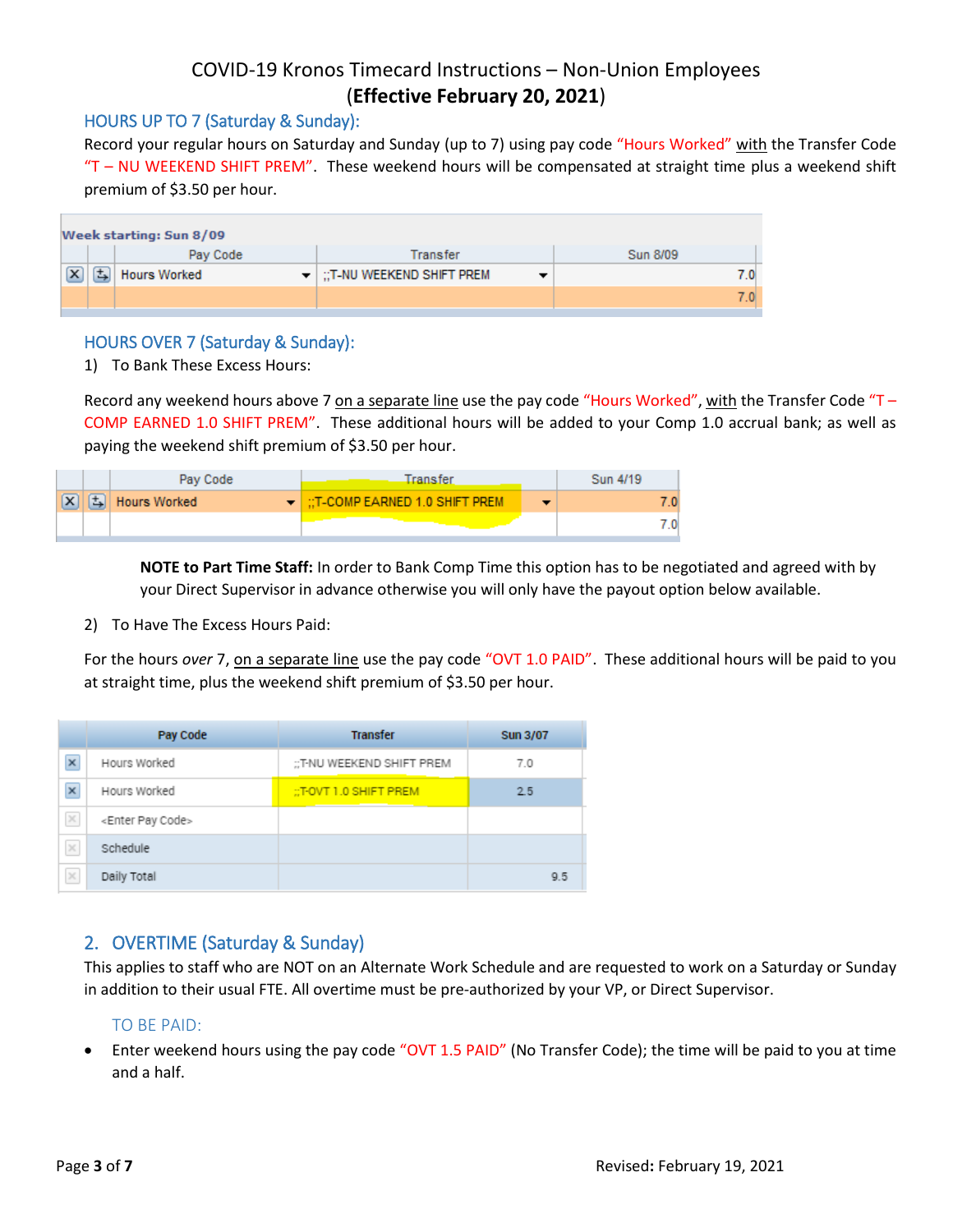# COVID-19 Kronos Timecard Instructions – Non-Union Employees

**(Effective February 20, 2021)**

## HOURS UP TO 7 (Saturday & Sunday):

Record your regular hours on Saturday and Sunday (up to 7) using pay code "Hours Worked" with the Transfer Code "T – NU WEEKEND SHIFT PREM". These weekend hours will be compensated at straight time plus a weekend shift premium of $3.50 per hour.

**Week starting: Sun 8/09**

| | | Pay Code | Transfer | Sun 8/09 |
|---|---|---|---|---|
| ☒ | ⊞ | Hours Worked | ;;T-NU WEEKEND SHIFT PREM | 7.0 |
| | | | | 7.0 |

## HOURS OVER 7 (Saturday & Sunday):

1) To Bank These Excess Hours:

Record any weekend hours above 7 on a separate line use the pay code "Hours Worked", with the Transfer Code "T – COMP EARNED 1.0 SHIFT PREM". These additional hours will be added to your Comp 1.0 accrual bank; as well as paying the weekend shift premium of $3.50 per hour.

| | | Pay Code | Transfer | Sun 4/19 |
|---|---|---|---|---|
| ☒ | ⊞ | Hours Worked | ;;T-COMP EARNED 1.0 SHIFT PREM | 7.0 |
| | | | | 7.0 |

**NOTE to Part Time Staff:** In order to Bank Comp Time this option has to be negotiated and agreed with by your Direct Supervisor in advance otherwise you will only have the payout option below available.

2) To Have The Excess Hours Paid:

For the hours *over* 7, on a separate line use the pay code "OVT 1.0 PAID". These additional hours will be paid to you at straight time, plus the weekend shift premium of $3.50 per hour.

| | Pay Code | Transfer | Sun 3/07 |
|---|---|---|---|
| ☒ | Hours Worked | ;;T-NU WEEKEND SHIFT PREM | 7.0 |
| ☒ | Hours Worked | ;;T-OVT 1.0 SHIFT PREM | 2.5 |
| ☒ | <Enter Pay Code> | | |
| ☒ | Schedule | | |
| ☒ | Daily Total | | 9.5 |

## 2. OVERTIME (Saturday & Sunday)

This applies to staff who are NOT on an Alternate Work Schedule and are requested to work on a Saturday or Sunday in addition to their usual FTE. All overtime must be pre-authorized by your VP, or Direct Supervisor.

### TO BE PAID:

- Enter weekend hours using the pay code "OVT 1.5 PAID" (No Transfer Code); the time will be paid to you at time and a half.

Revised: February 19, 2021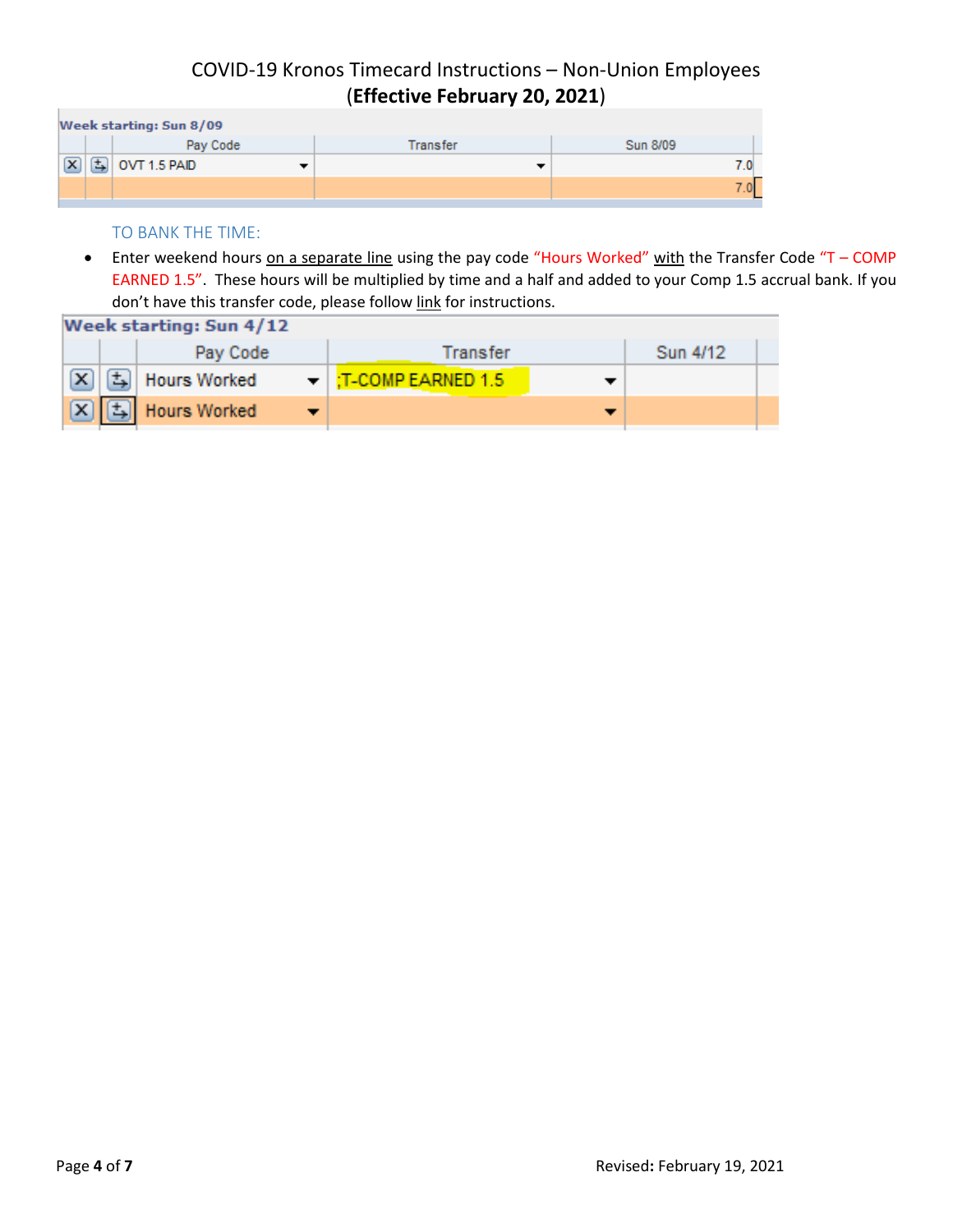# COVID-19 Kronos Timecard Instructions – Non-Union Employees
## (**Effective February 20, 2021**)

**Week starting: Sun 8/09**

| | | Pay Code | Transfer | Sun 8/09 |
|---|---|---|---|---|
| ☒ | ⇆ | OVT 1.5 PAID | | 7.0 |
| | | | | 7.0 |

TO BANK THE TIME:

- Enter weekend hours <u>on a separate line</u> using the pay code "Hours Worked" <u>with</u> the Transfer Code "T – COMP EARNED 1.5". These hours will be multiplied by time and a half and added to your Comp 1.5 accrual bank. If you don't have this transfer code, please follow <u>link</u> for instructions.

**Week starting: Sun 4/12**

| | | Pay Code | Transfer | Sun 4/12 |
|---|---|---|---|---|
| ☒ | ⇆ | Hours Worked | ;T-COMP EARNED 1.5 | |
| ☒ | ⇆ | Hours Worked | | |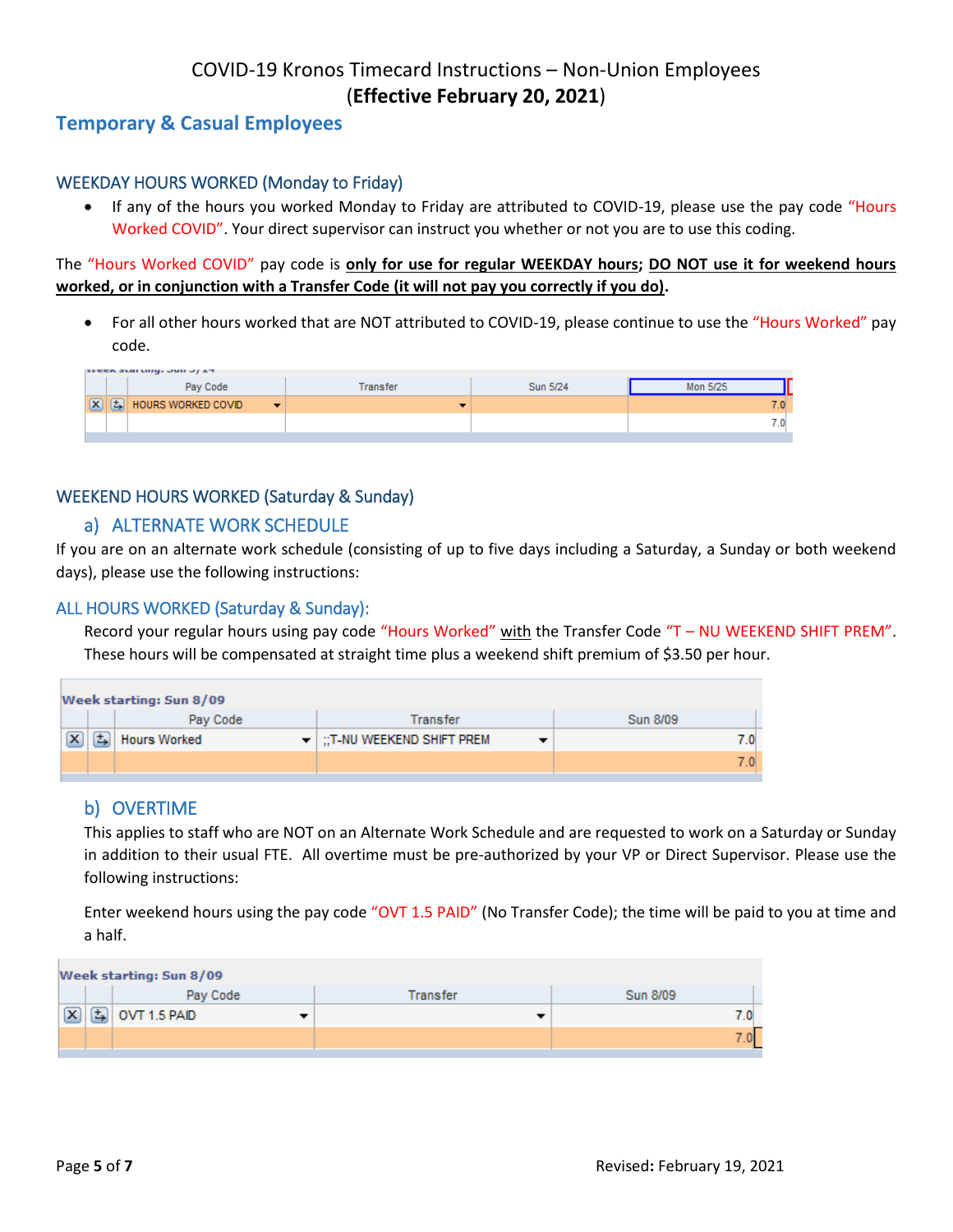# COVID-19 Kronos Timecard Instructions – Non-Union Employees
## (**Effective February 20, 2021**)

## Temporary & Casual Employees

### WEEKDAY HOURS WORKED (Monday to Friday)

- If any of the hours you worked Monday to Friday are attributed to COVID-19, please use the pay code "Hours Worked COVID". Your direct supervisor can instruct you whether or not you are to use this coding.

The "Hours Worked COVID" pay code is **only for use for regular WEEKDAY hours; DO NOT use it for weekend hours worked, or in conjunction with a Transfer Code (it will not pay you correctly if you do)**.

- For all other hours worked that are NOT attributed to COVID-19, please continue to use the "Hours Worked" pay code.

| | | Pay Code | Transfer | Sun 5/24 | Mon 5/25 |
|---|---|---|---|---|---|
| ☒ | | HOURS WORKED COVID | | | 7.0 |
| | | | | | 7.0 |

### WEEKEND HOURS WORKED (Saturday & Sunday)

#### a) ALTERNATE WORK SCHEDULE

If you are on an alternate work schedule (consisting of up to five days including a Saturday, a Sunday or both weekend days), please use the following instructions:

#### ALL HOURS WORKED (Saturday & Sunday):

Record your regular hours using pay code "Hours Worked" with the Transfer Code "T – NU WEEKEND SHIFT PREM". These hours will be compensated at straight time plus a weekend shift premium of $3.50 per hour.

Week starting: Sun 8/09

| | | Pay Code | Transfer | Sun 8/09 |
|---|---|---|---|---|
| ☒ | | Hours Worked | ;;T-NU WEEKEND SHIFT PREM | 7.0 |
| | | | | 7.0 |

#### b) OVERTIME

This applies to staff who are NOT on an Alternate Work Schedule and are requested to work on a Saturday or Sunday in addition to their usual FTE. All overtime must be pre-authorized by your VP or Direct Supervisor. Please use the following instructions:

Enter weekend hours using the pay code "OVT 1.5 PAID" (No Transfer Code); the time will be paid to you at time and a half.

Week starting: Sun 8/09

| | | Pay Code | Transfer | Sun 8/09 |
|---|---|---|---|---|
| ☒ | | OVT 1.5 PAID | | 7.0 |
| | | | | 7.0 |

Revised: February 19, 2021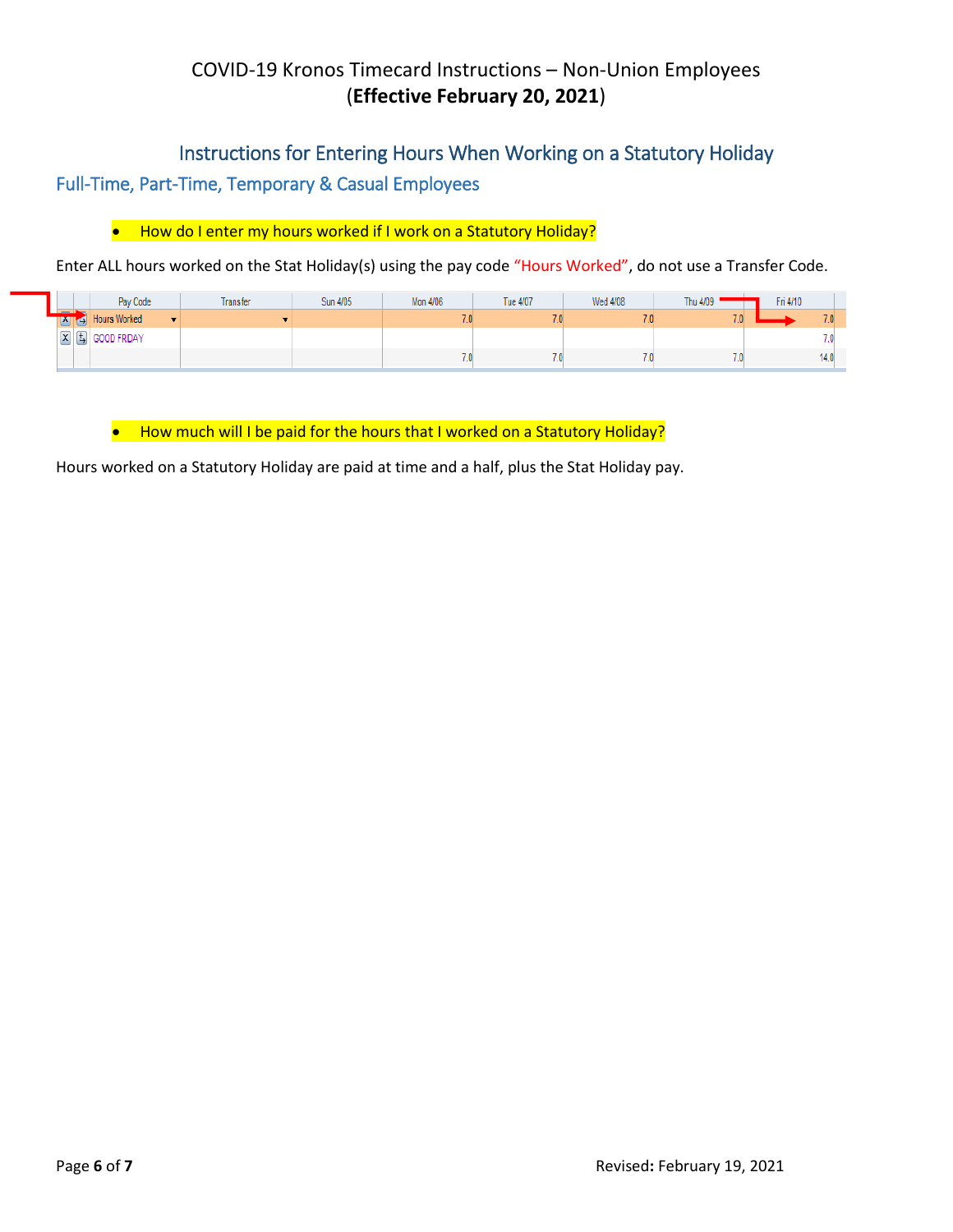# COVID-19 Kronos Timecard Instructions – Non-Union Employees
## (**Effective February 20, 2021**)

## Instructions for Entering Hours When Working on a Statutory Holiday

### Full-Time, Part-Time, Temporary & Casual Employees

- How do I enter my hours worked if I work on a Statutory Holiday?

Enter ALL hours worked on the Stat Holiday(s) using the pay code "Hours Worked", do not use a Transfer Code.

| Pay Code | Transfer | Sun 4/05 | Mon 4/06 | Tue 4/07 | Wed 4/08 | Thu 4/09 | Fri 4/10 |
|---|---|---|---|---|---|---|---|
| Hours Worked | | | 7.0 | 7.0 | 7.0 | 7.0 | 7.0 |
| GOOD FRIDAY | | | | | | | 7.0 |
| | | | 7.0 | 7.0 | 7.0 | 7.0 | 14.0 |

- How much will I be paid for the hours that I worked on a Statutory Holiday?

Hours worked on a Statutory Holiday are paid at time and a half, plus the Stat Holiday pay.

Revised: February 19, 2021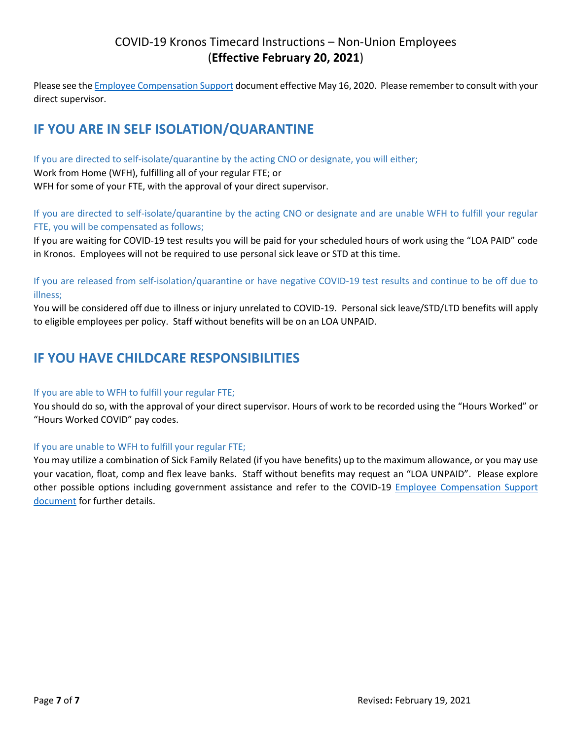COVID-19 Kronos Timecard Instructions – Non-Union Employees
(**Effective February 20, 2021**)

Please see the [Employee Compensation Support] document effective May 16, 2020. Please remember to consult with your direct supervisor.

## IF YOU ARE IN SELF ISOLATION/QUARANTINE

### If you are directed to self-isolate/quarantine by the acting CNO or designate, you will either;

Work from Home (WFH), fulfilling all of your regular FTE; or
WFH for some of your FTE, with the approval of your direct supervisor.

### If you are directed to self-isolate/quarantine by the acting CNO or designate and are unable WFH to fulfill your regular FTE, you will be compensated as follows;

If you are waiting for COVID-19 test results you will be paid for your scheduled hours of work using the "LOA PAID" code in Kronos. Employees will not be required to use personal sick leave or STD at this time.

### If you are released from self-isolation/quarantine or have negative COVID-19 test results and continue to be off due to illness;

You will be considered off due to illness or injury unrelated to COVID-19. Personal sick leave/STD/LTD benefits will apply to eligible employees per policy. Staff without benefits will be on an LOA UNPAID.

## IF YOU HAVE CHILDCARE RESPONSIBILITIES

### If you are able to WFH to fulfill your regular FTE;

You should do so, with the approval of your direct supervisor. Hours of work to be recorded using the "Hours Worked" or "Hours Worked COVID" pay codes.

### If you are unable to WFH to fulfill your regular FTE;

You may utilize a combination of Sick Family Related (if you have benefits) up to the maximum allowance, or you may use your vacation, float, comp and flex leave banks. Staff without benefits may request an "LOA UNPAID". Please explore other possible options including government assistance and refer to the COVID-19 [Employee Compensation Support document] for further details.